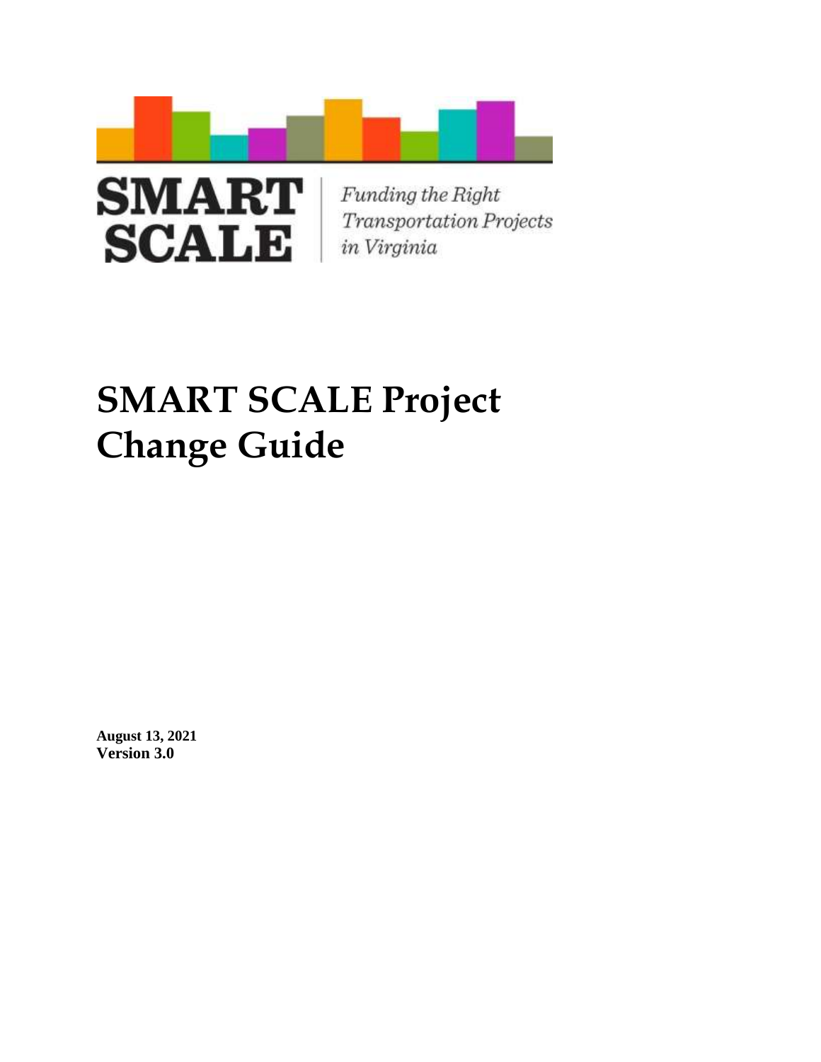SMART SCALE

*Funding the Right Transportation Projects in Virginia*

# SMART SCALE Project Change Guide

**August 13, 2021**
**Version 3.0**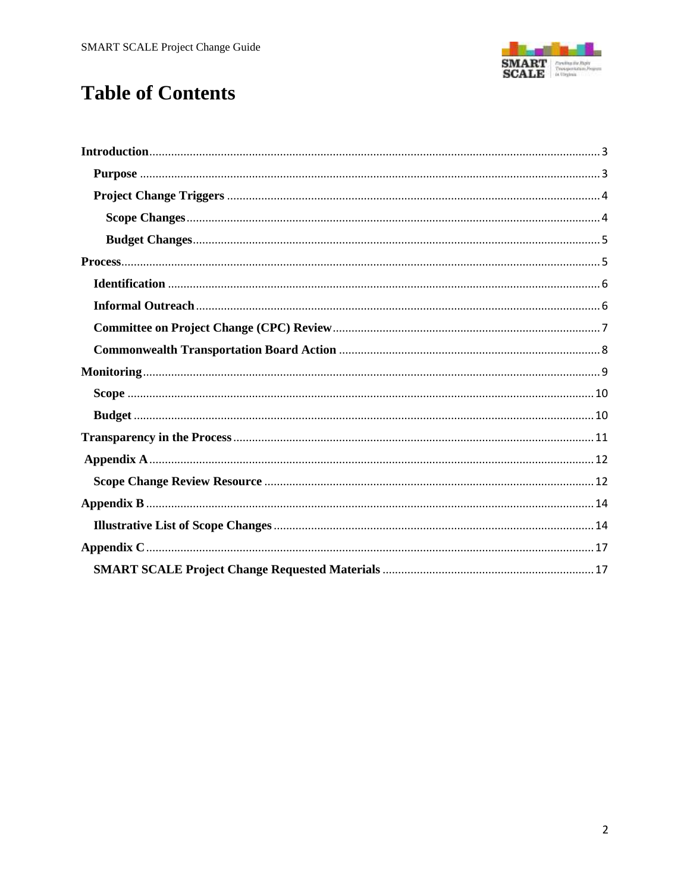# Table of Contents

- **Introduction** ..... 3
  - **Purpose** ..... 3
  - **Project Change Triggers** ..... 4
    - **Scope Changes** ..... 4
    - **Budget Changes** ..... 5
- **Process** ..... 5
  - **Identification** ..... 6
  - **Informal Outreach** ..... 6
  - **Committee on Project Change (CPC) Review** ..... 7
  - **Commonwealth Transportation Board Action** ..... 8
- **Monitoring** ..... 9
  - **Scope** ..... 10
  - **Budget** ..... 10
- **Transparency in the Process** ..... 11
- **Appendix A** ..... 12
  - **Scope Change Review Resource** ..... 12
- **Appendix B** ..... 14
  - **Illustrative List of Scope Changes** ..... 14
- **Appendix C** ..... 17
  - **SMART SCALE Project Change Requested Materials** ..... 17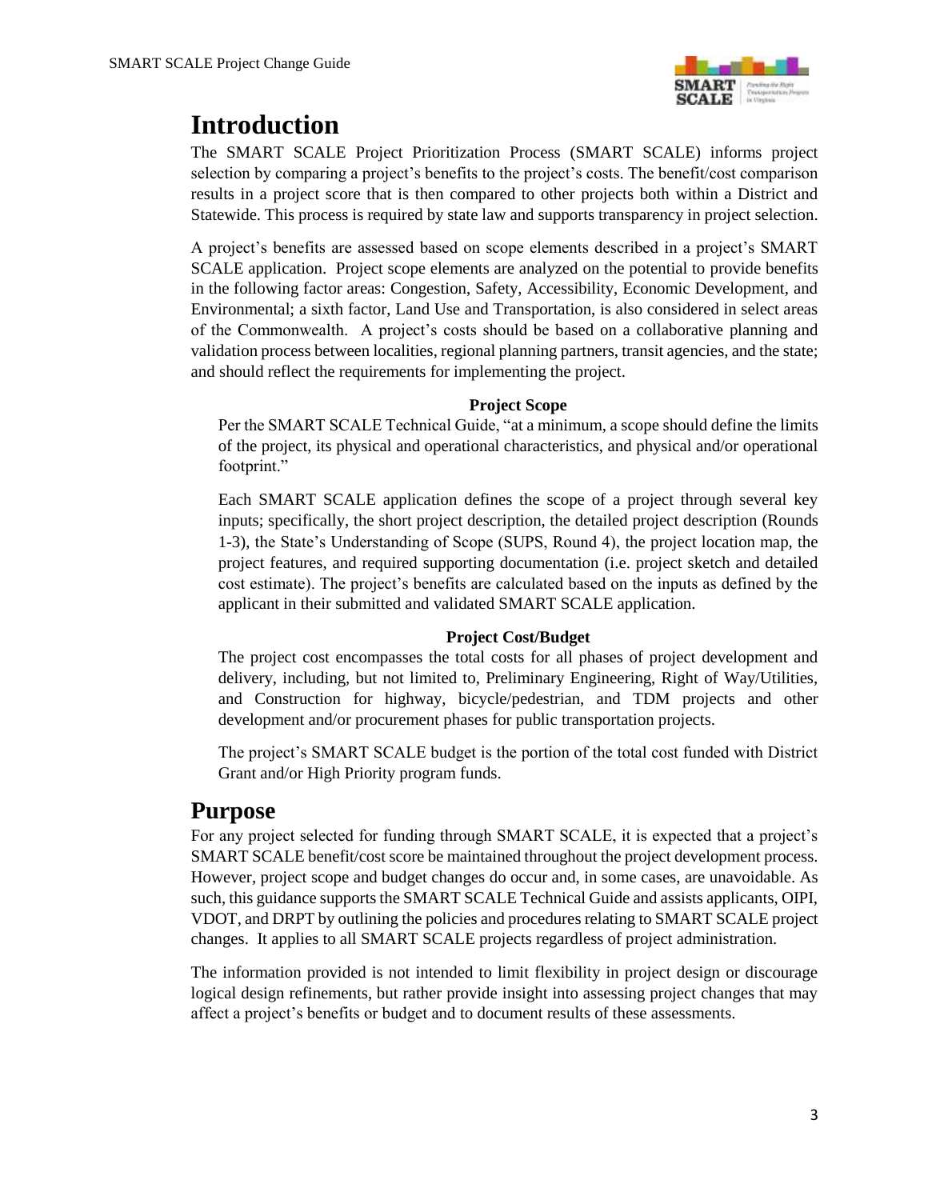# Introduction

The SMART SCALE Project Prioritization Process (SMART SCALE) informs project selection by comparing a project's benefits to the project's costs. The benefit/cost comparison results in a project score that is then compared to other projects both within a District and Statewide. This process is required by state law and supports transparency in project selection.

A project's benefits are assessed based on scope elements described in a project's SMART SCALE application. Project scope elements are analyzed on the potential to provide benefits in the following factor areas: Congestion, Safety, Accessibility, Economic Development, and Environmental; a sixth factor, Land Use and Transportation, is also considered in select areas of the Commonwealth. A project's costs should be based on a collaborative planning and validation process between localities, regional planning partners, transit agencies, and the state; and should reflect the requirements for implementing the project.

**Project Scope**

Per the SMART SCALE Technical Guide, "at a minimum, a scope should define the limits of the project, its physical and operational characteristics, and physical and/or operational footprint."

Each SMART SCALE application defines the scope of a project through several key inputs; specifically, the short project description, the detailed project description (Rounds 1-3), the State's Understanding of Scope (SUPS, Round 4), the project location map, the project features, and required supporting documentation (i.e. project sketch and detailed cost estimate). The project's benefits are calculated based on the inputs as defined by the applicant in their submitted and validated SMART SCALE application.

**Project Cost/Budget**

The project cost encompasses the total costs for all phases of project development and delivery, including, but not limited to, Preliminary Engineering, Right of Way/Utilities, and Construction for highway, bicycle/pedestrian, and TDM projects and other development and/or procurement phases for public transportation projects.

The project's SMART SCALE budget is the portion of the total cost funded with District Grant and/or High Priority program funds.

# Purpose

For any project selected for funding through SMART SCALE, it is expected that a project's SMART SCALE benefit/cost score be maintained throughout the project development process. However, project scope and budget changes do occur and, in some cases, are unavoidable. As such, this guidance supports the SMART SCALE Technical Guide and assists applicants, OIPI, VDOT, and DRPT by outlining the policies and procedures relating to SMART SCALE project changes. It applies to all SMART SCALE projects regardless of project administration.

The information provided is not intended to limit flexibility in project design or discourage logical design refinements, but rather provide insight into assessing project changes that may affect a project's benefits or budget and to document results of these assessments.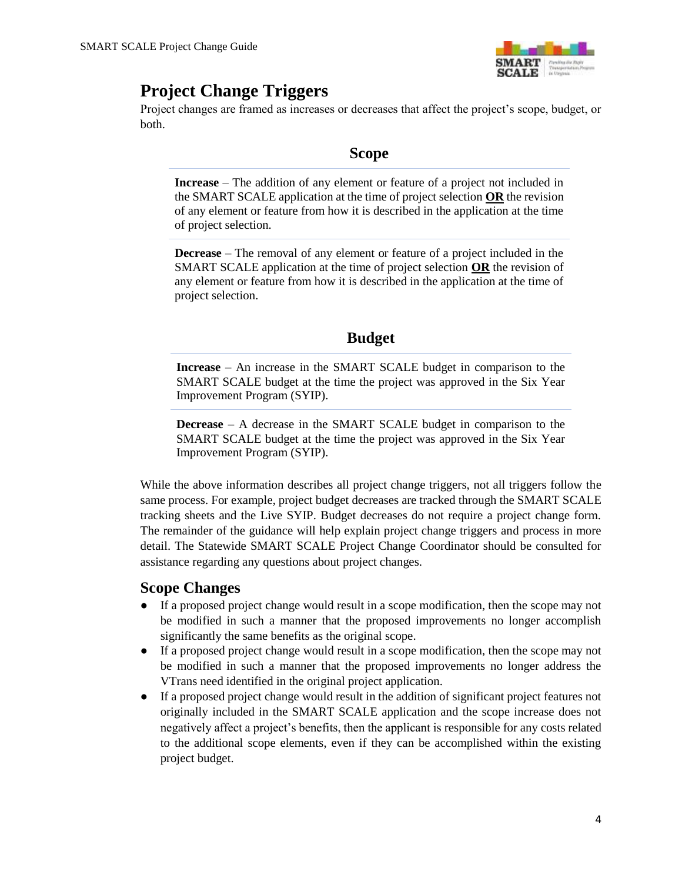## Project Change Triggers

Project changes are framed as increases or decreases that affect the project's scope, budget, or both.

### Scope

**Increase** – The addition of any element or feature of a project not included in the SMART SCALE application at the time of project selection **OR** the revision of any element or feature from how it is described in the application at the time of project selection.

**Decrease** – The removal of any element or feature of a project included in the SMART SCALE application at the time of project selection **OR** the revision of any element or feature from how it is described in the application at the time of project selection.

### Budget

**Increase** – An increase in the SMART SCALE budget in comparison to the SMART SCALE budget at the time the project was approved in the Six Year Improvement Program (SYIP).

**Decrease** – A decrease in the SMART SCALE budget in comparison to the SMART SCALE budget at the time the project was approved in the Six Year Improvement Program (SYIP).

While the above information describes all project change triggers, not all triggers follow the same process. For example, project budget decreases are tracked through the SMART SCALE tracking sheets and the Live SYIP. Budget decreases do not require a project change form. The remainder of the guidance will help explain project change triggers and process in more detail. The Statewide SMART SCALE Project Change Coordinator should be consulted for assistance regarding any questions about project changes.

## Scope Changes

- If a proposed project change would result in a scope modification, then the scope may not be modified in such a manner that the proposed improvements no longer accomplish significantly the same benefits as the original scope.
- If a proposed project change would result in a scope modification, then the scope may not be modified in such a manner that the proposed improvements no longer address the VTrans need identified in the original project application.
- If a proposed project change would result in the addition of significant project features not originally included in the SMART SCALE application and the scope increase does not negatively affect a project's benefits, then the applicant is responsible for any costs related to the additional scope elements, even if they can be accomplished within the existing project budget.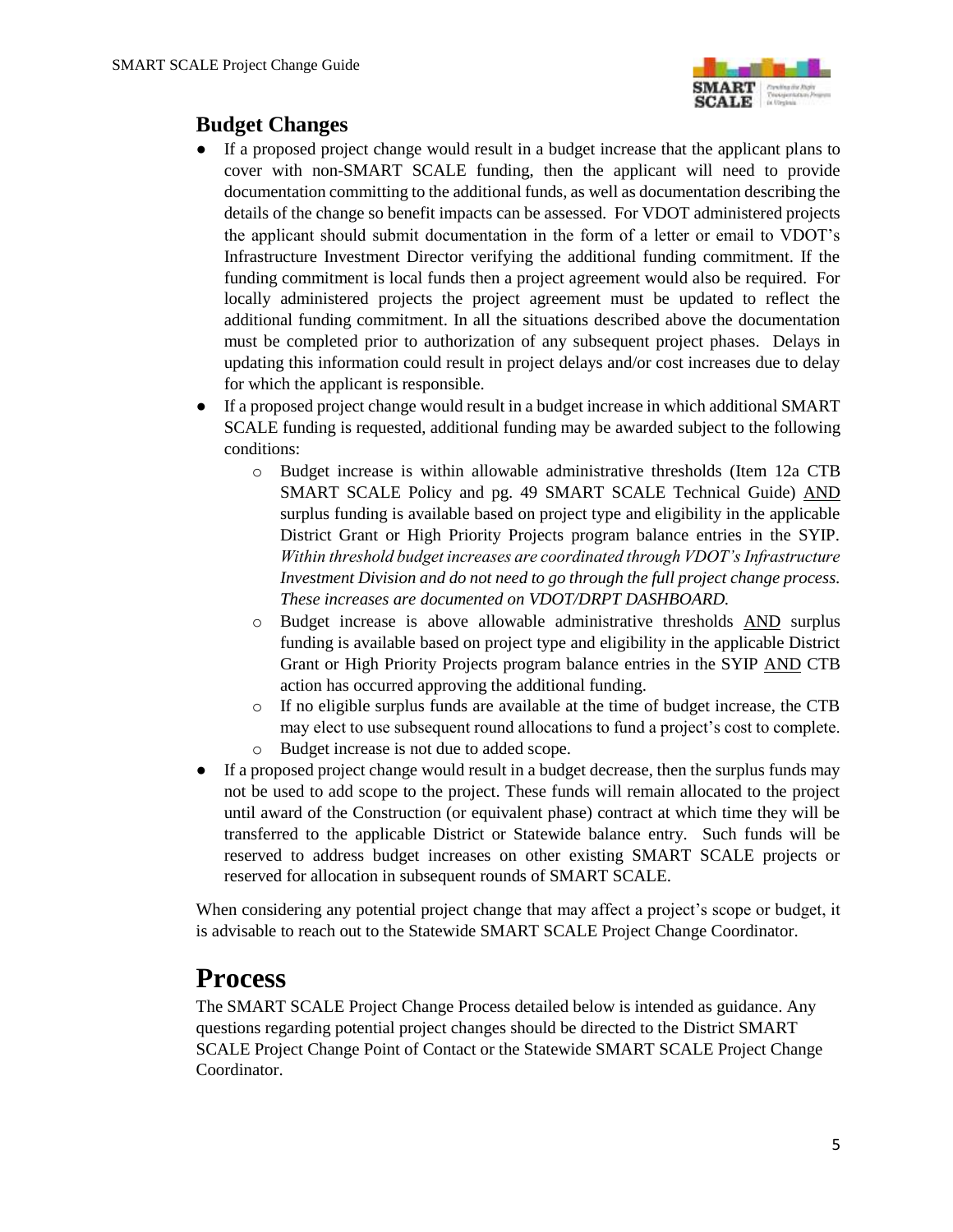## Budget Changes

- If a proposed project change would result in a budget increase that the applicant plans to cover with non-SMART SCALE funding, then the applicant will need to provide documentation committing to the additional funds, as well as documentation describing the details of the change so benefit impacts can be assessed. For VDOT administered projects the applicant should submit documentation in the form of a letter or email to VDOT's Infrastructure Investment Director verifying the additional funding commitment. If the funding commitment is local funds then a project agreement would also be required. For locally administered projects the project agreement must be updated to reflect the additional funding commitment. In all the situations described above the documentation must be completed prior to authorization of any subsequent project phases. Delays in updating this information could result in project delays and/or cost increases due to delay for which the applicant is responsible.
- If a proposed project change would result in a budget increase in which additional SMART SCALE funding is requested, additional funding may be awarded subject to the following conditions:
  - Budget increase is within allowable administrative thresholds (Item 12a CTB SMART SCALE Policy and pg. 49 SMART SCALE Technical Guide) <u>AND</u> surplus funding is available based on project type and eligibility in the applicable District Grant or High Priority Projects program balance entries in the SYIP. *Within threshold budget increases are coordinated through VDOT's Infrastructure Investment Division and do not need to go through the full project change process. These increases are documented on VDOT/DRPT DASHBOARD.*
  - Budget increase is above allowable administrative thresholds <u>AND</u> surplus funding is available based on project type and eligibility in the applicable District Grant or High Priority Projects program balance entries in the SYIP <u>AND</u> CTB action has occurred approving the additional funding.
  - If no eligible surplus funds are available at the time of budget increase, the CTB may elect to use subsequent round allocations to fund a project's cost to complete.
  - Budget increase is not due to added scope.
- If a proposed project change would result in a budget decrease, then the surplus funds may not be used to add scope to the project. These funds will remain allocated to the project until award of the Construction (or equivalent phase) contract at which time they will be transferred to the applicable District or Statewide balance entry. Such funds will be reserved to address budget increases on other existing SMART SCALE projects or reserved for allocation in subsequent rounds of SMART SCALE.

When considering any potential project change that may affect a project's scope or budget, it is advisable to reach out to the Statewide SMART SCALE Project Change Coordinator.

# Process

The SMART SCALE Project Change Process detailed below is intended as guidance. Any questions regarding potential project changes should be directed to the District SMART SCALE Project Change Point of Contact or the Statewide SMART SCALE Project Change Coordinator.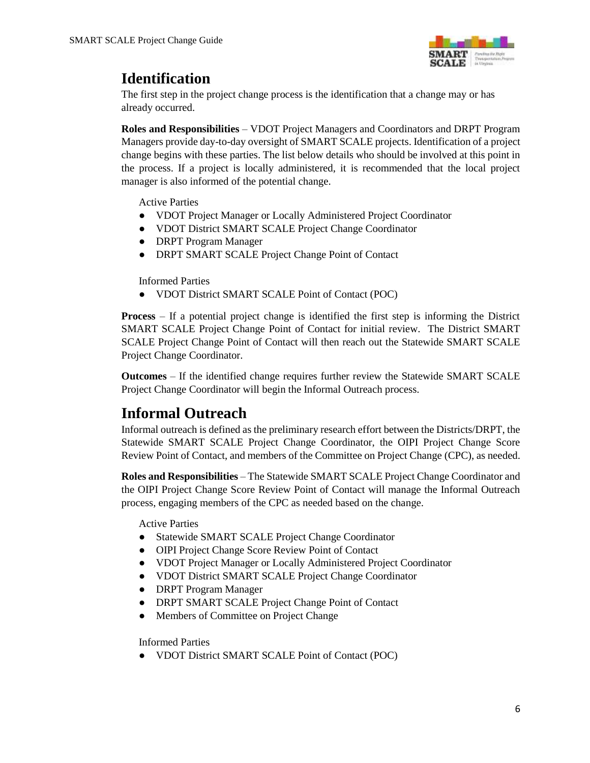## Identification

The first step in the project change process is the identification that a change may or has already occurred.

**Roles and Responsibilities** – VDOT Project Managers and Coordinators and DRPT Program Managers provide day-to-day oversight of SMART SCALE projects. Identification of a project change begins with these parties. The list below details who should be involved at this point in the process. If a project is locally administered, it is recommended that the local project manager is also informed of the potential change.

Active Parties

- VDOT Project Manager or Locally Administered Project Coordinator
- VDOT District SMART SCALE Project Change Coordinator
- DRPT Program Manager
- DRPT SMART SCALE Project Change Point of Contact

Informed Parties

- VDOT District SMART SCALE Point of Contact (POC)

**Process** – If a potential project change is identified the first step is informing the District SMART SCALE Project Change Point of Contact for initial review. The District SMART SCALE Project Change Point of Contact will then reach out the Statewide SMART SCALE Project Change Coordinator.

**Outcomes** – If the identified change requires further review the Statewide SMART SCALE Project Change Coordinator will begin the Informal Outreach process.

## Informal Outreach

Informal outreach is defined as the preliminary research effort between the Districts/DRPT, the Statewide SMART SCALE Project Change Coordinator, the OIPI Project Change Score Review Point of Contact, and members of the Committee on Project Change (CPC), as needed.

**Roles and Responsibilities** – The Statewide SMART SCALE Project Change Coordinator and the OIPI Project Change Score Review Point of Contact will manage the Informal Outreach process, engaging members of the CPC as needed based on the change.

Active Parties

- Statewide SMART SCALE Project Change Coordinator
- OIPI Project Change Score Review Point of Contact
- VDOT Project Manager or Locally Administered Project Coordinator
- VDOT District SMART SCALE Project Change Coordinator
- DRPT Program Manager
- DRPT SMART SCALE Project Change Point of Contact
- Members of Committee on Project Change

Informed Parties

- VDOT District SMART SCALE Point of Contact (POC)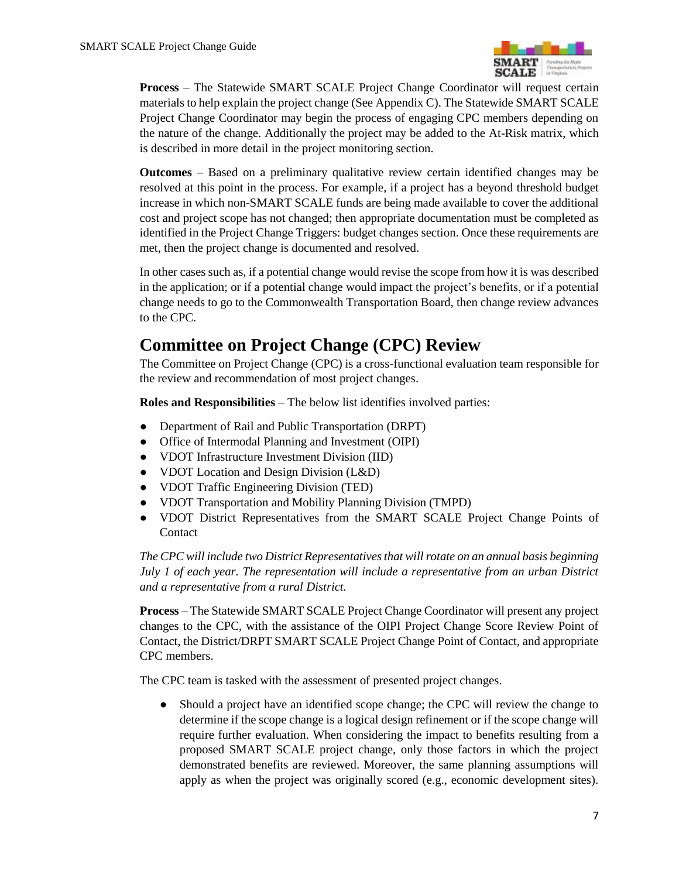**Process** – The Statewide SMART SCALE Project Change Coordinator will request certain materials to help explain the project change (See Appendix C). The Statewide SMART SCALE Project Change Coordinator may begin the process of engaging CPC members depending on the nature of the change. Additionally the project may be added to the At-Risk matrix, which is described in more detail in the project monitoring section.

**Outcomes** – Based on a preliminary qualitative review certain identified changes may be resolved at this point in the process. For example, if a project has a beyond threshold budget increase in which non-SMART SCALE funds are being made available to cover the additional cost and project scope has not changed; then appropriate documentation must be completed as identified in the Project Change Triggers: budget changes section. Once these requirements are met, then the project change is documented and resolved.

In other cases such as, if a potential change would revise the scope from how it is was described in the application; or if a potential change would impact the project's benefits, or if a potential change needs to go to the Commonwealth Transportation Board, then change review advances to the CPC.

## Committee on Project Change (CPC) Review

The Committee on Project Change (CPC) is a cross-functional evaluation team responsible for the review and recommendation of most project changes.

**Roles and Responsibilities** – The below list identifies involved parties:

- Department of Rail and Public Transportation (DRPT)
- Office of Intermodal Planning and Investment (OIPI)
- VDOT Infrastructure Investment Division (IID)
- VDOT Location and Design Division (L&D)
- VDOT Traffic Engineering Division (TED)
- VDOT Transportation and Mobility Planning Division (TMPD)
- VDOT District Representatives from the SMART SCALE Project Change Points of Contact

*The CPC will include two District Representatives that will rotate on an annual basis beginning July 1 of each year. The representation will include a representative from an urban District and a representative from a rural District.*

**Process** – The Statewide SMART SCALE Project Change Coordinator will present any project changes to the CPC, with the assistance of the OIPI Project Change Score Review Point of Contact, the District/DRPT SMART SCALE Project Change Point of Contact, and appropriate CPC members.

The CPC team is tasked with the assessment of presented project changes.

- Should a project have an identified scope change; the CPC will review the change to determine if the scope change is a logical design refinement or if the scope change will require further evaluation. When considering the impact to benefits resulting from a proposed SMART SCALE project change, only those factors in which the project demonstrated benefits are reviewed. Moreover, the same planning assumptions will apply as when the project was originally scored (e.g., economic development sites).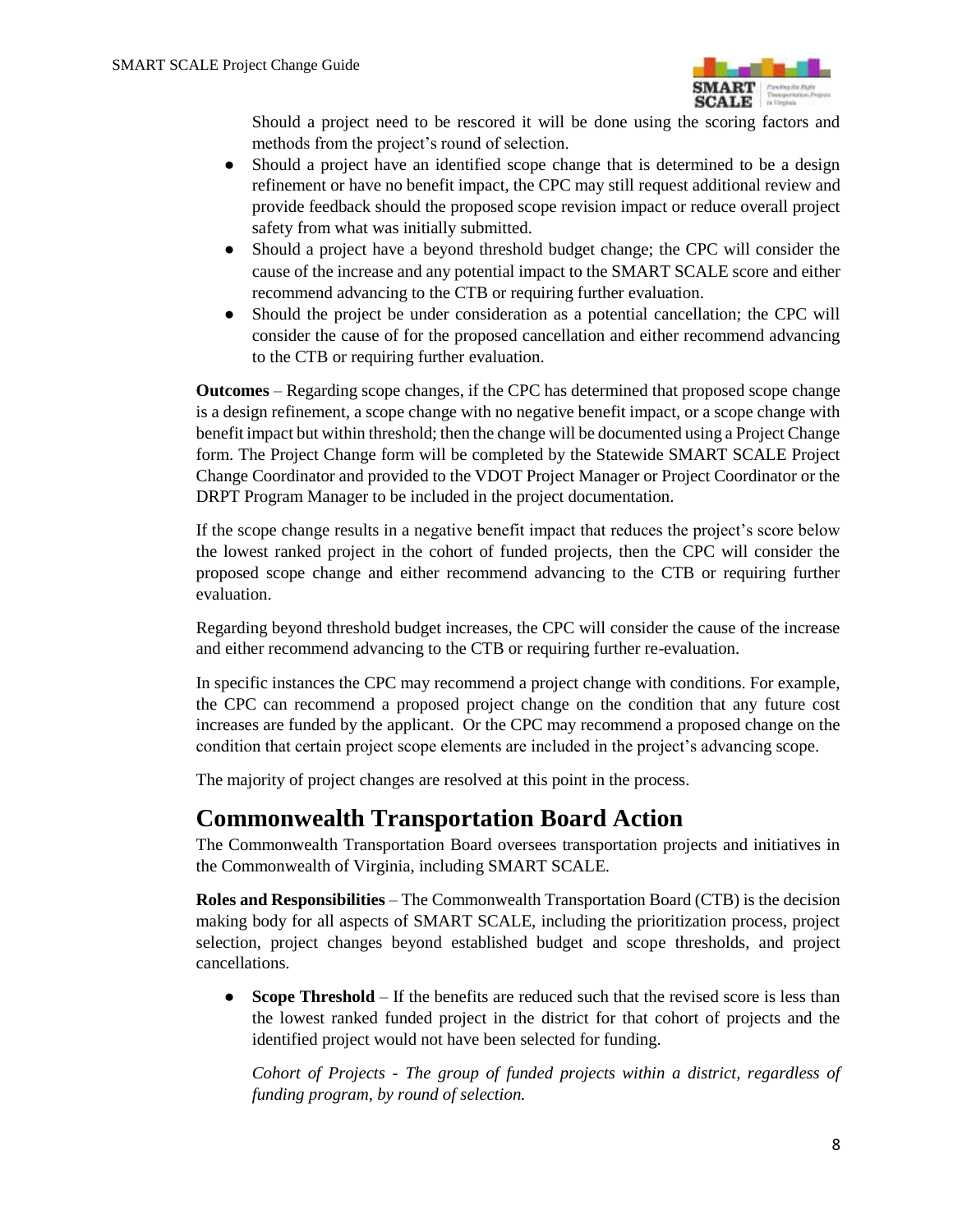Should a project need to be rescored it will be done using the scoring factors and methods from the project's round of selection.

- Should a project have an identified scope change that is determined to be a design refinement or have no benefit impact, the CPC may still request additional review and provide feedback should the proposed scope revision impact or reduce overall project safety from what was initially submitted.
- Should a project have a beyond threshold budget change; the CPC will consider the cause of the increase and any potential impact to the SMART SCALE score and either recommend advancing to the CTB or requiring further evaluation.
- Should the project be under consideration as a potential cancellation; the CPC will consider the cause of for the proposed cancellation and either recommend advancing to the CTB or requiring further evaluation.

**Outcomes** – Regarding scope changes, if the CPC has determined that proposed scope change is a design refinement, a scope change with no negative benefit impact, or a scope change with benefit impact but within threshold; then the change will be documented using a Project Change form. The Project Change form will be completed by the Statewide SMART SCALE Project Change Coordinator and provided to the VDOT Project Manager or Project Coordinator or the DRPT Program Manager to be included in the project documentation.

If the scope change results in a negative benefit impact that reduces the project's score below the lowest ranked project in the cohort of funded projects, then the CPC will consider the proposed scope change and either recommend advancing to the CTB or requiring further evaluation.

Regarding beyond threshold budget increases, the CPC will consider the cause of the increase and either recommend advancing to the CTB or requiring further re-evaluation.

In specific instances the CPC may recommend a project change with conditions. For example, the CPC can recommend a proposed project change on the condition that any future cost increases are funded by the applicant. Or the CPC may recommend a proposed change on the condition that certain project scope elements are included in the project's advancing scope.

The majority of project changes are resolved at this point in the process.

# Commonwealth Transportation Board Action

The Commonwealth Transportation Board oversees transportation projects and initiatives in the Commonwealth of Virginia, including SMART SCALE.

**Roles and Responsibilities** – The Commonwealth Transportation Board (CTB) is the decision making body for all aspects of SMART SCALE, including the prioritization process, project selection, project changes beyond established budget and scope thresholds, and project cancellations.

- **Scope Threshold** – If the benefits are reduced such that the revised score is less than the lowest ranked funded project in the district for that cohort of projects and the identified project would not have been selected for funding.

  *Cohort of Projects - The group of funded projects within a district, regardless of funding program, by round of selection.*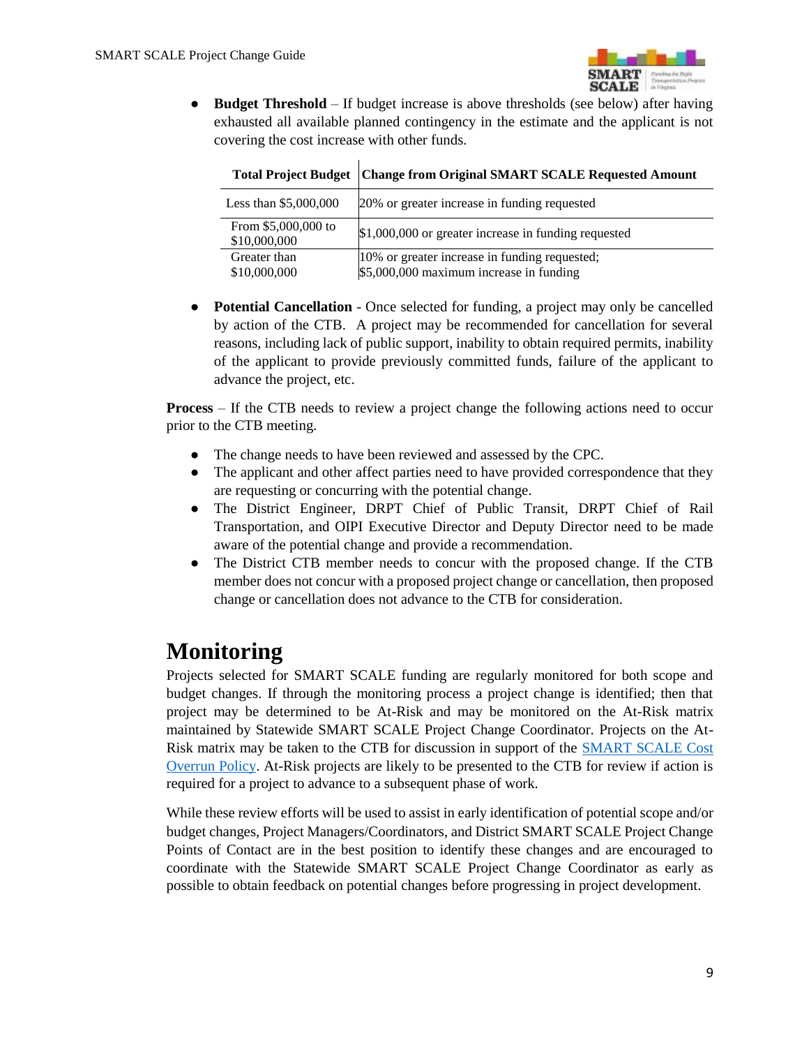- **Budget Threshold** – If budget increase is above thresholds (see below) after having exhausted all available planned contingency in the estimate and the applicant is not covering the cost increase with other funds.

| Total Project Budget | Change from Original SMART SCALE Requested Amount |
|---|---|
| Less than $5,000,000 | 20% or greater increase in funding requested |
| From $5,000,000 to $10,000,000 | $1,000,000 or greater increase in funding requested |
| Greater than $10,000,000 | 10% or greater increase in funding requested; $5,000,000 maximum increase in funding |

- **Potential Cancellation** - Once selected for funding, a project may only be cancelled by action of the CTB. A project may be recommended for cancellation for several reasons, including lack of public support, inability to obtain required permits, inability of the applicant to provide previously committed funds, failure of the applicant to advance the project, etc.

**Process** – If the CTB needs to review a project change the following actions need to occur prior to the CTB meeting.

- The change needs to have been reviewed and assessed by the CPC.
- The applicant and other affect parties need to have provided correspondence that they are requesting or concurring with the potential change.
- The District Engineer, DRPT Chief of Public Transit, DRPT Chief of Rail Transportation, and OIPI Executive Director and Deputy Director need to be made aware of the potential change and provide a recommendation.
- The District CTB member needs to concur with the proposed change. If the CTB member does not concur with a proposed project change or cancellation, then proposed change or cancellation does not advance to the CTB for consideration.

# Monitoring

Projects selected for SMART SCALE funding are regularly monitored for both scope and budget changes. If through the monitoring process a project change is identified; then that project may be determined to be At-Risk and may be monitored on the At-Risk matrix maintained by Statewide SMART SCALE Project Change Coordinator. Projects on the At-Risk matrix may be taken to the CTB for discussion in support of the SMART SCALE Cost Overrun Policy. At-Risk projects are likely to be presented to the CTB for review if action is required for a project to advance to a subsequent phase of work.

While these review efforts will be used to assist in early identification of potential scope and/or budget changes, Project Managers/Coordinators, and District SMART SCALE Project Change Points of Contact are in the best position to identify these changes and are encouraged to coordinate with the Statewide SMART SCALE Project Change Coordinator as early as possible to obtain feedback on potential changes before progressing in project development.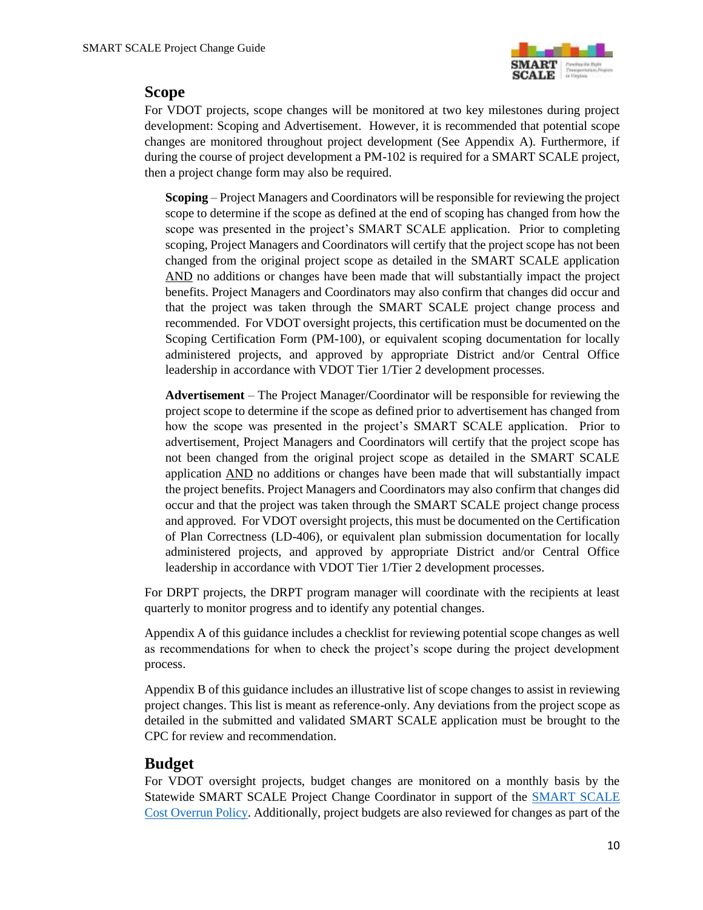## Scope

For VDOT projects, scope changes will be monitored at two key milestones during project development: Scoping and Advertisement. However, it is recommended that potential scope changes are monitored throughout project development (See Appendix A). Furthermore, if during the course of project development a PM-102 is required for a SMART SCALE project, then a project change form may also be required.

**Scoping** – Project Managers and Coordinators will be responsible for reviewing the project scope to determine if the scope as defined at the end of scoping has changed from how the scope was presented in the project's SMART SCALE application. Prior to completing scoping, Project Managers and Coordinators will certify that the project scope has not been changed from the original project scope as detailed in the SMART SCALE application AND no additions or changes have been made that will substantially impact the project benefits. Project Managers and Coordinators may also confirm that changes did occur and that the project was taken through the SMART SCALE project change process and recommended. For VDOT oversight projects, this certification must be documented on the Scoping Certification Form (PM-100), or equivalent scoping documentation for locally administered projects, and approved by appropriate District and/or Central Office leadership in accordance with VDOT Tier 1/Tier 2 development processes.

**Advertisement** – The Project Manager/Coordinator will be responsible for reviewing the project scope to determine if the scope as defined prior to advertisement has changed from how the scope was presented in the project's SMART SCALE application. Prior to advertisement, Project Managers and Coordinators will certify that the project scope has not been changed from the original project scope as detailed in the SMART SCALE application AND no additions or changes have been made that will substantially impact the project benefits. Project Managers and Coordinators may also confirm that changes did occur and that the project was taken through the SMART SCALE project change process and approved. For VDOT oversight projects, this must be documented on the Certification of Plan Correctness (LD-406), or equivalent plan submission documentation for locally administered projects, and approved by appropriate District and/or Central Office leadership in accordance with VDOT Tier 1/Tier 2 development processes.

For DRPT projects, the DRPT program manager will coordinate with the recipients at least quarterly to monitor progress and to identify any potential changes.

Appendix A of this guidance includes a checklist for reviewing potential scope changes as well as recommendations for when to check the project's scope during the project development process.

Appendix B of this guidance includes an illustrative list of scope changes to assist in reviewing project changes. This list is meant as reference-only. Any deviations from the project scope as detailed in the submitted and validated SMART SCALE application must be brought to the CPC for review and recommendation.

## Budget

For VDOT oversight projects, budget changes are monitored on a monthly basis by the Statewide SMART SCALE Project Change Coordinator in support of the SMART SCALE Cost Overrun Policy. Additionally, project budgets are also reviewed for changes as part of the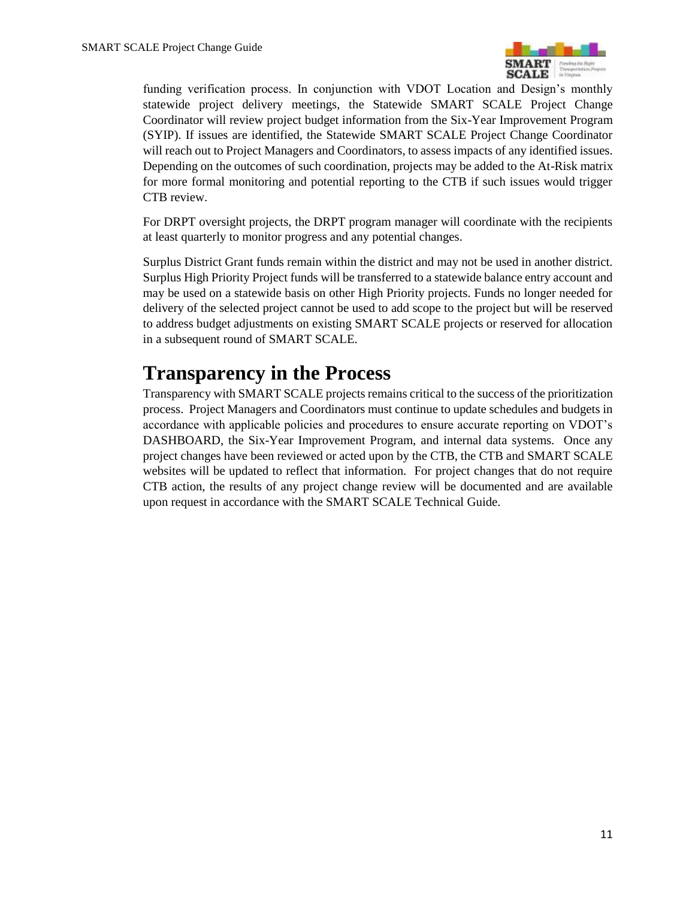funding verification process. In conjunction with VDOT Location and Design's monthly statewide project delivery meetings, the Statewide SMART SCALE Project Change Coordinator will review project budget information from the Six-Year Improvement Program (SYIP). If issues are identified, the Statewide SMART SCALE Project Change Coordinator will reach out to Project Managers and Coordinators, to assess impacts of any identified issues. Depending on the outcomes of such coordination, projects may be added to the At-Risk matrix for more formal monitoring and potential reporting to the CTB if such issues would trigger CTB review.

For DRPT oversight projects, the DRPT program manager will coordinate with the recipients at least quarterly to monitor progress and any potential changes.

Surplus District Grant funds remain within the district and may not be used in another district. Surplus High Priority Project funds will be transferred to a statewide balance entry account and may be used on a statewide basis on other High Priority projects. Funds no longer needed for delivery of the selected project cannot be used to add scope to the project but will be reserved to address budget adjustments on existing SMART SCALE projects or reserved for allocation in a subsequent round of SMART SCALE.

# Transparency in the Process

Transparency with SMART SCALE projects remains critical to the success of the prioritization process. Project Managers and Coordinators must continue to update schedules and budgets in accordance with applicable policies and procedures to ensure accurate reporting on VDOT's DASHBOARD, the Six-Year Improvement Program, and internal data systems. Once any project changes have been reviewed or acted upon by the CTB, the CTB and SMART SCALE websites will be updated to reflect that information. For project changes that do not require CTB action, the results of any project change review will be documented and are available upon request in accordance with the SMART SCALE Technical Guide.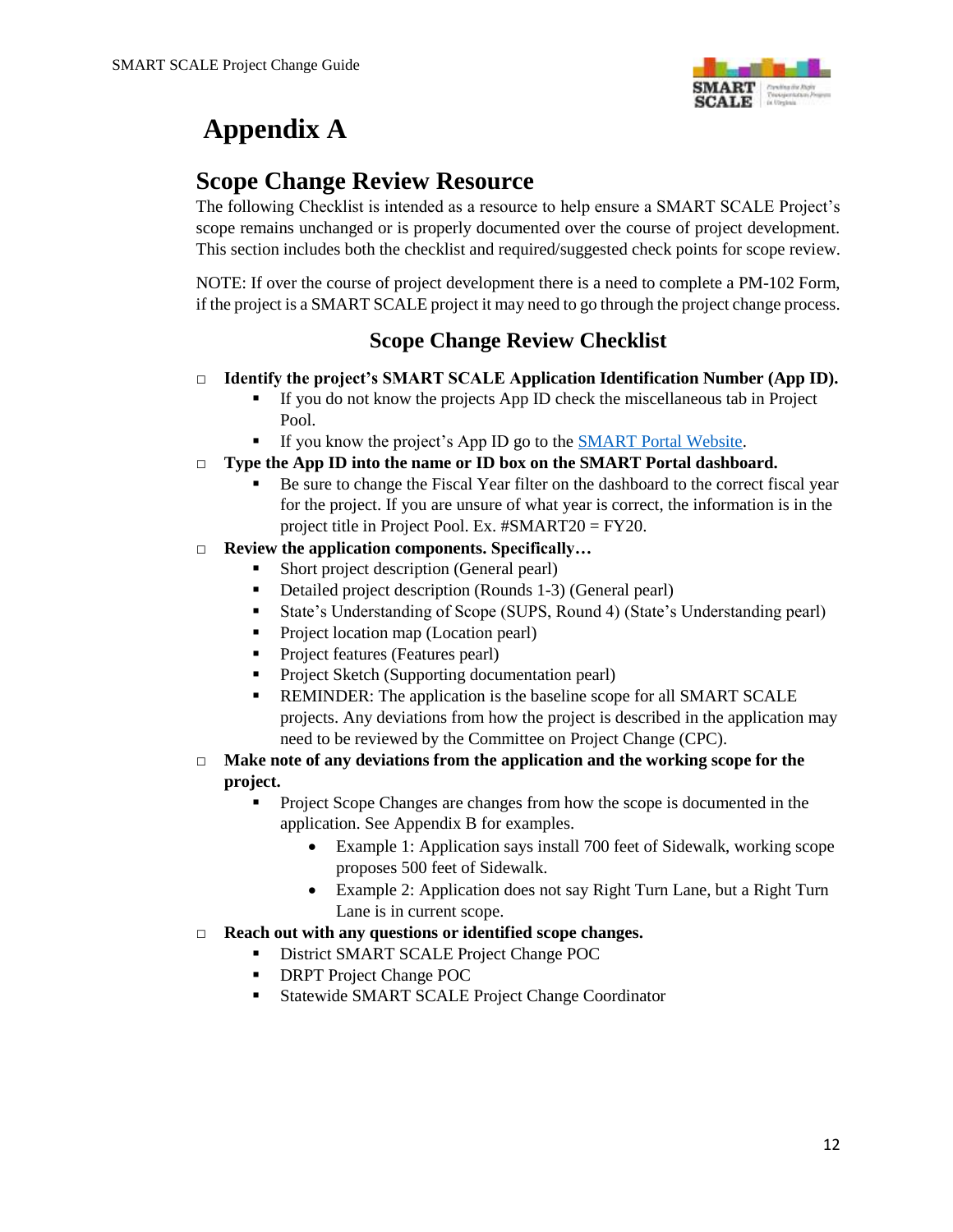# Appendix A

## Scope Change Review Resource

The following Checklist is intended as a resource to help ensure a SMART SCALE Project's scope remains unchanged or is properly documented over the course of project development. This section includes both the checklist and required/suggested check points for scope review.

NOTE: If over the course of project development there is a need to complete a PM-102 Form, if the project is a SMART SCALE project it may need to go through the project change process.

### Scope Change Review Checklist

- ☐ **Identify the project's SMART SCALE Application Identification Number (App ID).**
  - If you do not know the projects App ID check the miscellaneous tab in Project Pool.
  - If you know the project's App ID go to the SMART Portal Website.
- ☐ **Type the App ID into the name or ID box on the SMART Portal dashboard.**
  - Be sure to change the Fiscal Year filter on the dashboard to the correct fiscal year for the project. If you are unsure of what year is correct, the information is in the project title in Project Pool. Ex. #SMART20 = FY20.
- ☐ **Review the application components. Specifically…**
  - Short project description (General pearl)
  - Detailed project description (Rounds 1-3) (General pearl)
  - State's Understanding of Scope (SUPS, Round 4) (State's Understanding pearl)
  - Project location map (Location pearl)
  - Project features (Features pearl)
  - Project Sketch (Supporting documentation pearl)
  - REMINDER: The application is the baseline scope for all SMART SCALE projects. Any deviations from how the project is described in the application may need to be reviewed by the Committee on Project Change (CPC).
- ☐ **Make note of any deviations from the application and the working scope for the project.**
  - Project Scope Changes are changes from how the scope is documented in the application. See Appendix B for examples.
    - Example 1: Application says install 700 feet of Sidewalk, working scope proposes 500 feet of Sidewalk.
    - Example 2: Application does not say Right Turn Lane, but a Right Turn Lane is in current scope.
- ☐ **Reach out with any questions or identified scope changes.**
  - District SMART SCALE Project Change POC
  - DRPT Project Change POC
  - Statewide SMART SCALE Project Change Coordinator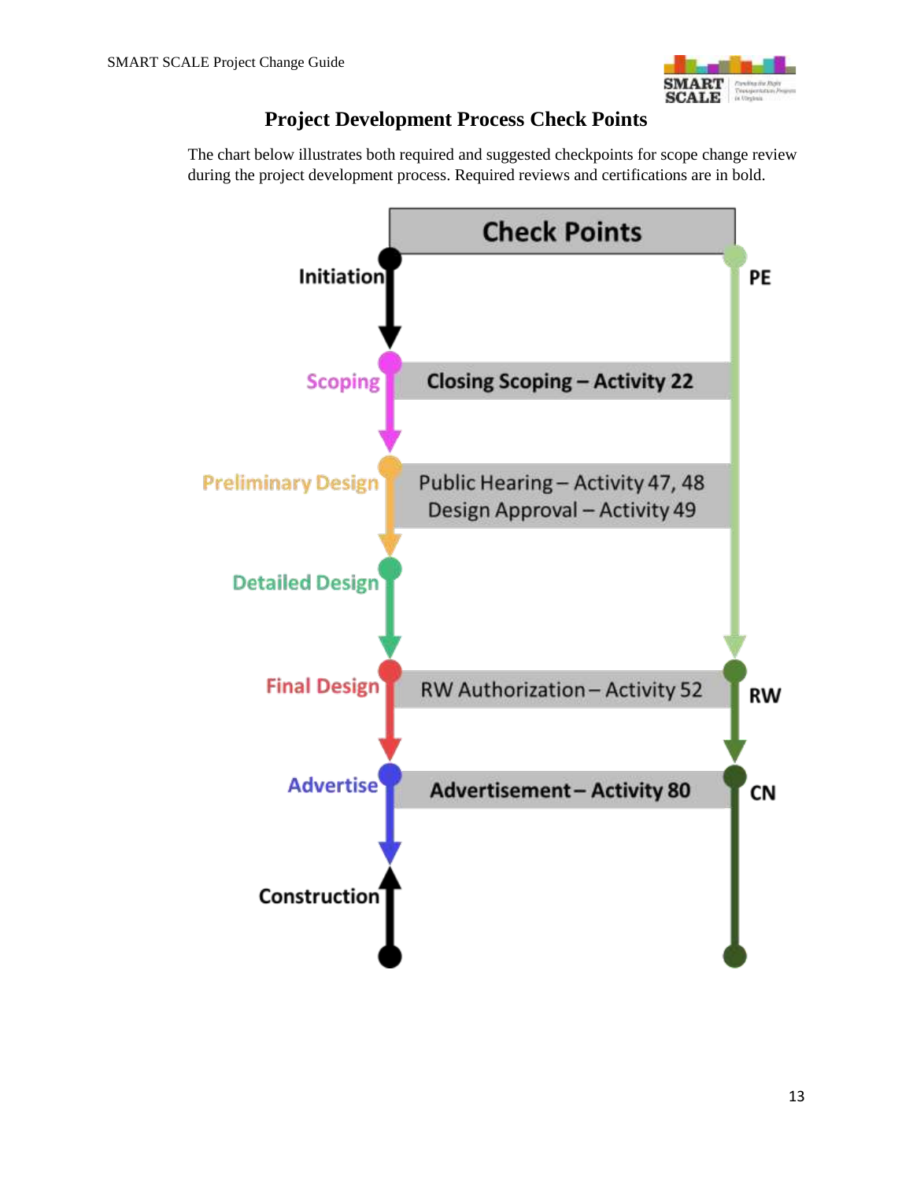## Project Development Process Check Points

The chart below illustrates both required and suggested checkpoints for scope change review during the project development process. Required reviews and certifications are in bold.

| Phase | Check Points | Funding Phase |
|---|---|---|
| Initiation | | PE |
| Scoping | **Closing Scoping – Activity 22** | |
| Preliminary Design | Public Hearing – Activity 47, 48<br>Design Approval – Activity 49 | |
| Detailed Design | | |
| Final Design | RW Authorization – Activity 52 | RW |
| Advertise | **Advertisement – Activity 80** | CN |
| Construction | | |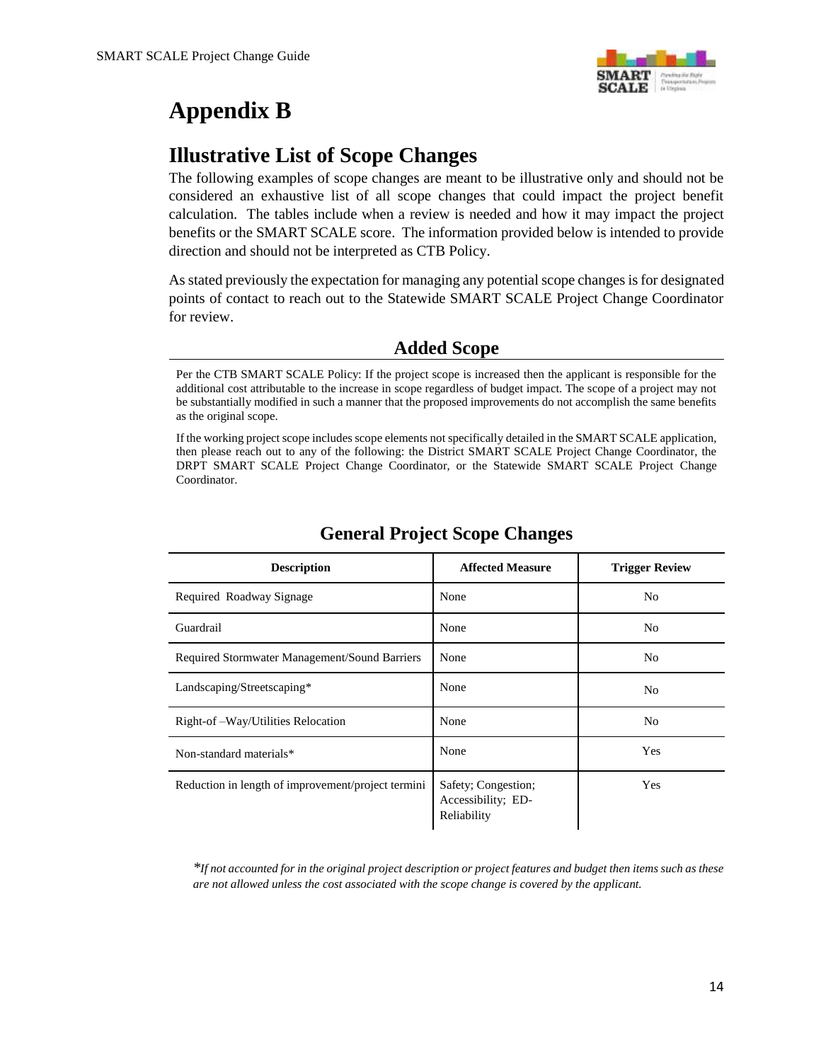# Appendix B

## Illustrative List of Scope Changes

The following examples of scope changes are meant to be illustrative only and should not be considered an exhaustive list of all scope changes that could impact the project benefit calculation. The tables include when a review is needed and how it may impact the project benefits or the SMART SCALE score. The information provided below is intended to provide direction and should not be interpreted as CTB Policy.

As stated previously the expectation for managing any potential scope changes is for designated points of contact to reach out to the Statewide SMART SCALE Project Change Coordinator for review.

### Added Scope

Per the CTB SMART SCALE Policy: If the project scope is increased then the applicant is responsible for the additional cost attributable to the increase in scope regardless of budget impact. The scope of a project may not be substantially modified in such a manner that the proposed improvements do not accomplish the same benefits as the original scope.

If the working project scope includes scope elements not specifically detailed in the SMART SCALE application, then please reach out to any of the following: the District SMART SCALE Project Change Coordinator, the DRPT SMART SCALE Project Change Coordinator, or the Statewide SMART SCALE Project Change Coordinator.

### General Project Scope Changes

| Description | Affected Measure | Trigger Review |
| --- | --- | --- |
| Required Roadway Signage | None | No |
| Guardrail | None | No |
| Required Stormwater Management/Sound Barriers | None | No |
| Landscaping/Streetscaping* | None | No |
| Right-of –Way/Utilities Relocation | None | No |
| Non-standard materials* | None | Yes |
| Reduction in length of improvement/project termini | Safety; Congestion; Accessibility; ED-Reliability | Yes |

*\*If not accounted for in the original project description or project features and budget then items such as these are not allowed unless the cost associated with the scope change is covered by the applicant.*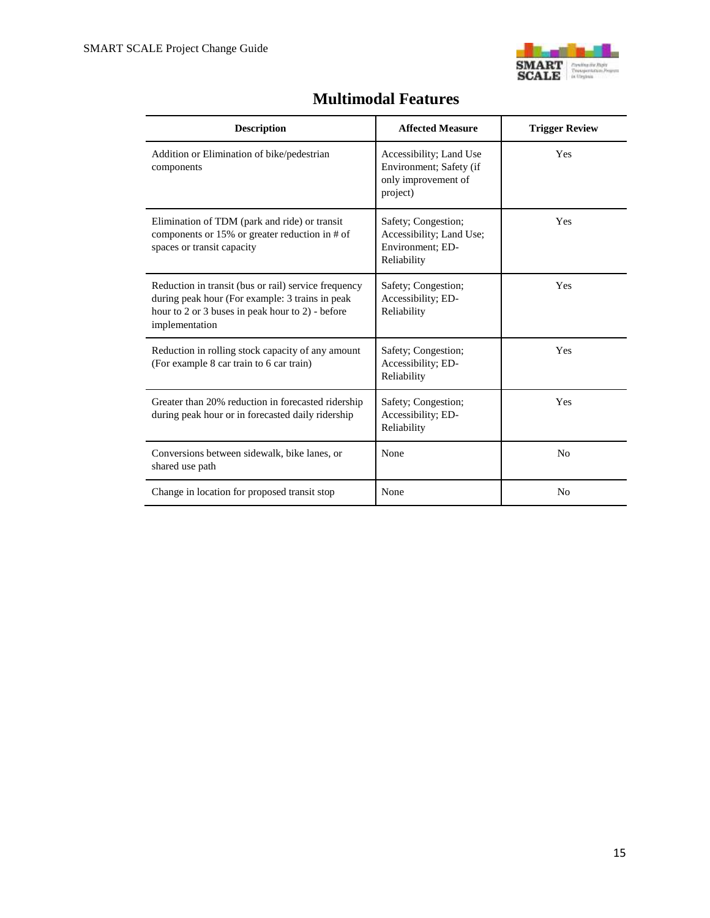## Multimodal Features

| Description | Affected Measure | Trigger Review |
|---|---|---|
| Addition or Elimination of bike/pedestrian components | Accessibility; Land Use Environment; Safety (if only improvement of project) | Yes |
| Elimination of TDM (park and ride) or transit components or 15% or greater reduction in # of spaces or transit capacity | Safety; Congestion; Accessibility; Land Use; Environment; ED-Reliability | Yes |
| Reduction in transit (bus or rail) service frequency during peak hour (For example: 3 trains in peak hour to 2 or 3 buses in peak hour to 2) - before implementation | Safety; Congestion; Accessibility; ED-Reliability | Yes |
| Reduction in rolling stock capacity of any amount (For example 8 car train to 6 car train) | Safety; Congestion; Accessibility; ED-Reliability | Yes |
| Greater than 20% reduction in forecasted ridership during peak hour or in forecasted daily ridership | Safety; Congestion; Accessibility; ED-Reliability | Yes |
| Conversions between sidewalk, bike lanes, or shared use path | None | No |
| Change in location for proposed transit stop | None | No |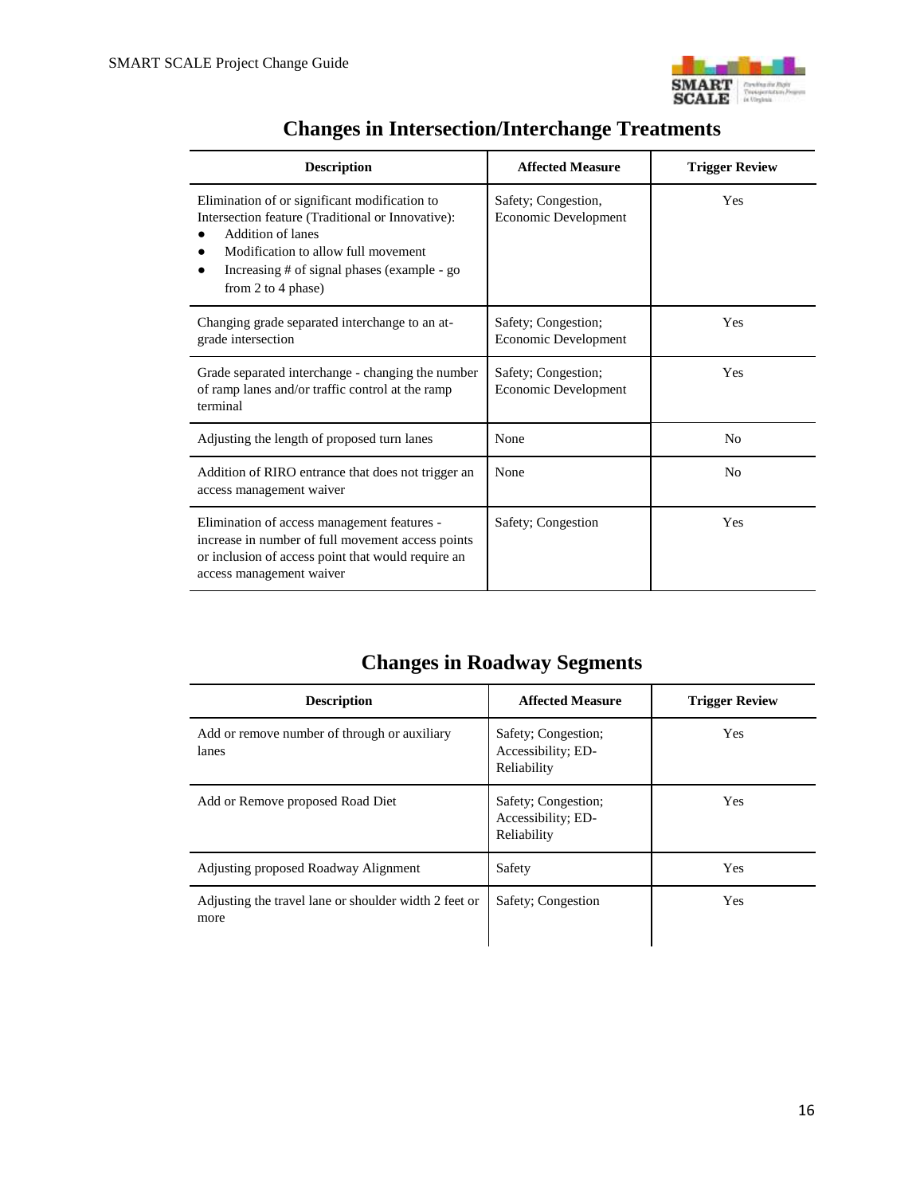## Changes in Intersection/Interchange Treatments

| Description | Affected Measure | Trigger Review |
|---|---|---|
| Elimination of or significant modification to Intersection feature (Traditional or Innovative):<br>• Addition of lanes<br>• Modification to allow full movement<br>• Increasing # of signal phases (example - go from 2 to 4 phase) | Safety; Congestion, Economic Development | Yes |
| Changing grade separated interchange to an at-grade intersection | Safety; Congestion; Economic Development | Yes |
| Grade separated interchange - changing the number of ramp lanes and/or traffic control at the ramp terminal | Safety; Congestion; Economic Development | Yes |
| Adjusting the length of proposed turn lanes | None | No |
| Addition of RIRO entrance that does not trigger an access management waiver | None | No |
| Elimination of access management features - increase in number of full movement access points or inclusion of access point that would require an access management waiver | Safety; Congestion | Yes |

## Changes in Roadway Segments

| Description | Affected Measure | Trigger Review |
|---|---|---|
| Add or remove number of through or auxiliary lanes | Safety; Congestion; Accessibility; ED-Reliability | Yes |
| Add or Remove proposed Road Diet | Safety; Congestion; Accessibility; ED-Reliability | Yes |
| Adjusting proposed Roadway Alignment | Safety | Yes |
| Adjusting the travel lane or shoulder width 2 feet or more | Safety; Congestion | Yes |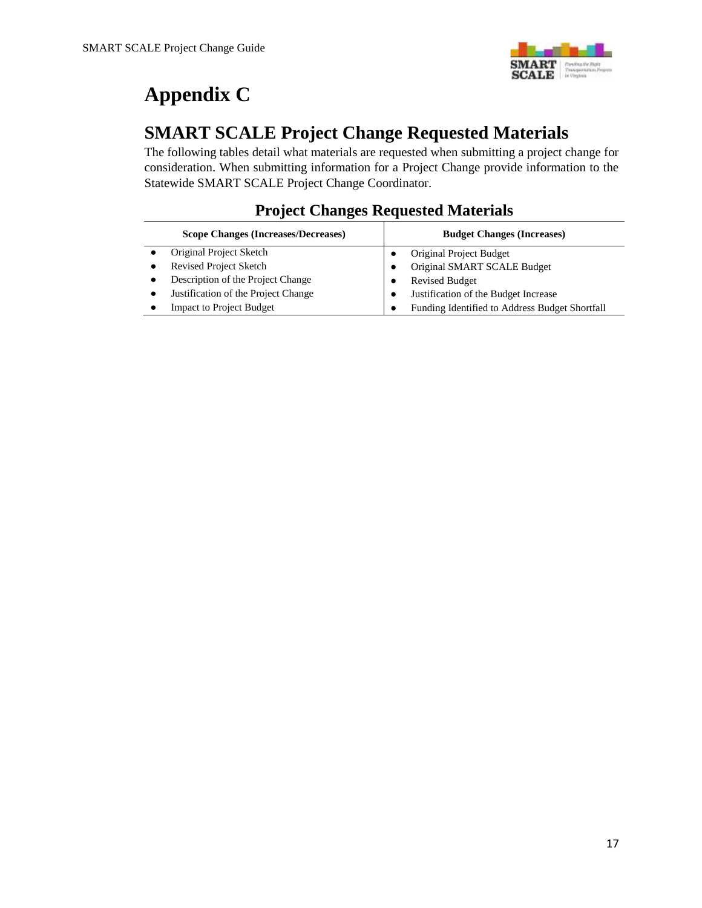# Appendix C

## SMART SCALE Project Change Requested Materials

The following tables detail what materials are requested when submitting a project change for consideration. When submitting information for a Project Change provide information to the Statewide SMART SCALE Project Change Coordinator.

### Project Changes Requested Materials

| Scope Changes (Increases/Decreases) | Budget Changes (Increases) |
|---|---|
| • Original Project Sketch | • Original Project Budget |
| • Revised Project Sketch | • Original SMART SCALE Budget |
| • Description of the Project Change | • Revised Budget |
| • Justification of the Project Change | • Justification of the Budget Increase |
| • Impact to Project Budget | • Funding Identified to Address Budget Shortfall |